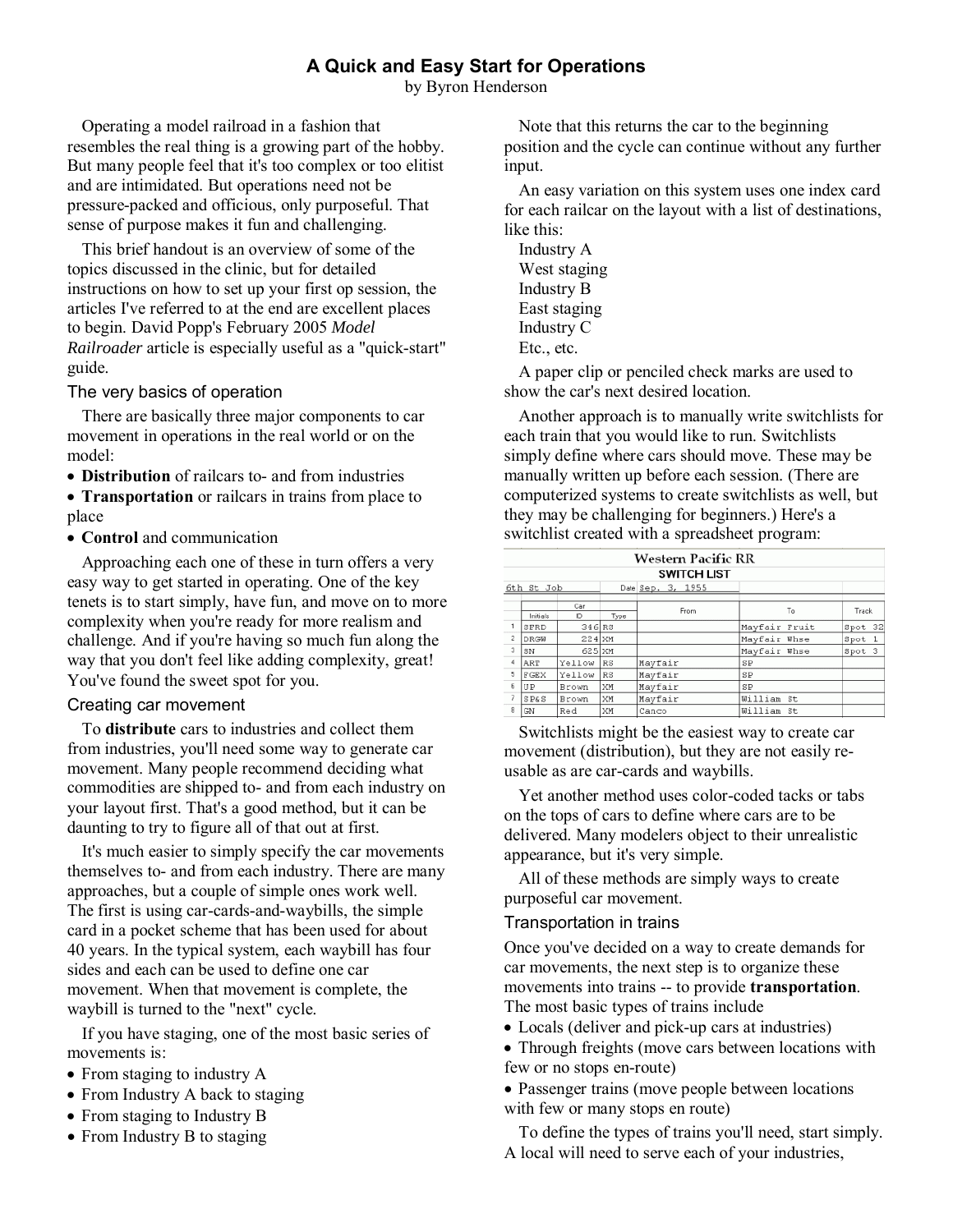# A Quick and Easy Start for Operations

by Byron Henderson

Operating a model railroad in a fashion that resembles the real thing is a growing part of the hobby. But many people feel that it's too complex or too elitist and are intimidated. But operations need not be pressure-packed and officious, only purposeful. That sense of purpose makes it fun and challenging.

This brief handout is an overview of some of the topics discussed in the clinic, but for detailed instructions on how to set up your first op session, the articles I've referred to at the end are excellent places to begin. David Popp's February 2005 *Model Railroader* article is especially useful as a "quick-start" guide.

## The very basics of operation

There are basically three major components to car movement in operations in the real world or on the model:

- **Distribution** of railcars to- and from industries
- **Transportation** or railcars in trains from place to place
- **Control** and communication

Approaching each one of these in turn offers a very easy way to get started in operating. One of the key tenets is to start simply, have fun, and move on to more complexity when you're ready for more realism and challenge. And if you're having so much fun along the way that you don't feel like adding complexity, great! You've found the sweet spot for you.

## Creating car movement

To **distribute** cars to industries and collect them from industries, you'll need some way to generate car movement. Many people recommend deciding what commodities are shipped to- and from each industry on your layout first. That's a good method, but it can be daunting to try to figure all of that out at first.

It's much easier to simply specify the car movements themselves to- and from each industry. There are many approaches, but a couple of simple ones work well. The first is using car-cards-and-waybills, the simple card in a pocket scheme that has been used for about 40 years. In the typical system, each waybill has four sides and each can be used to define one car movement. When that movement is complete, the waybill is turned to the "next" cycle.

If you have staging, one of the most basic series of movements is:

- From staging to industry A
- From Industry A back to staging
- From staging to Industry B
- From Industry B to staging

Note that this returns the car to the beginning position and the cycle can continue without any further input.

An easy variation on this system uses one index card for each railcar on the layout with a list of destinations, like this:

Industry A
West staging
Industry B
East staging
Industry C
Etc., etc.

A paper clip or penciled check marks are used to show the car's next desired location.

Another approach is to manually write switchlists for each train that you would like to run. Switchlists simply define where cars should move. These may be manually written up before each session. (There are computerized systems to create switchlists as well, but they may be challenging for beginners.) Here's a switchlist created with a spreadsheet program:

**Western Pacific RR**
**SWITCH LIST**
6th St Job — Date Sep. 3, 1955

| | Car Initials | Car ID | Car Type | From | To | Track |
|---|---|---|---|---|---|---|
| 1 | SFRD | 346 | RS | | Mayfair Fruit | Spot 32 |
| 2 | DRGW | 224 | XM | | Mayfair Whse | Spot 1 |
| 3 | SN | 625 | XM | | Mayfair Whse | Spot 3 |
| 4 | ART | Yellow | RS | Mayfair | SP | |
| 5 | FGEX | Yellow | RS | Mayfair | SP | |
| 6 | UP | Brown | XM | Mayfair | SP | |
| 7 | SP&S | Brown | XM | Mayfair | William St | |
| 8 | GN | Red | XM | Canco | William St | |

Switchlists might be the easiest way to create car movement (distribution), but they are not easily re-usable as are car-cards and waybills.

Yet another method uses color-coded tacks or tabs on the tops of cars to define where cars are to be delivered. Many modelers object to their unrealistic appearance, but it's very simple.

All of these methods are simply ways to create purposeful car movement.

## Transportation in trains

Once you've decided on a way to create demands for car movements, the next step is to organize these movements into trains -- to provide **transportation**. The most basic types of trains include

- Locals (deliver and pick-up cars at industries)
- Through freights (move cars between locations with few or no stops en-route)
- Passenger trains (move people between locations with few or many stops en route)

To define the types of trains you'll need, start simply. A local will need to serve each of your industries,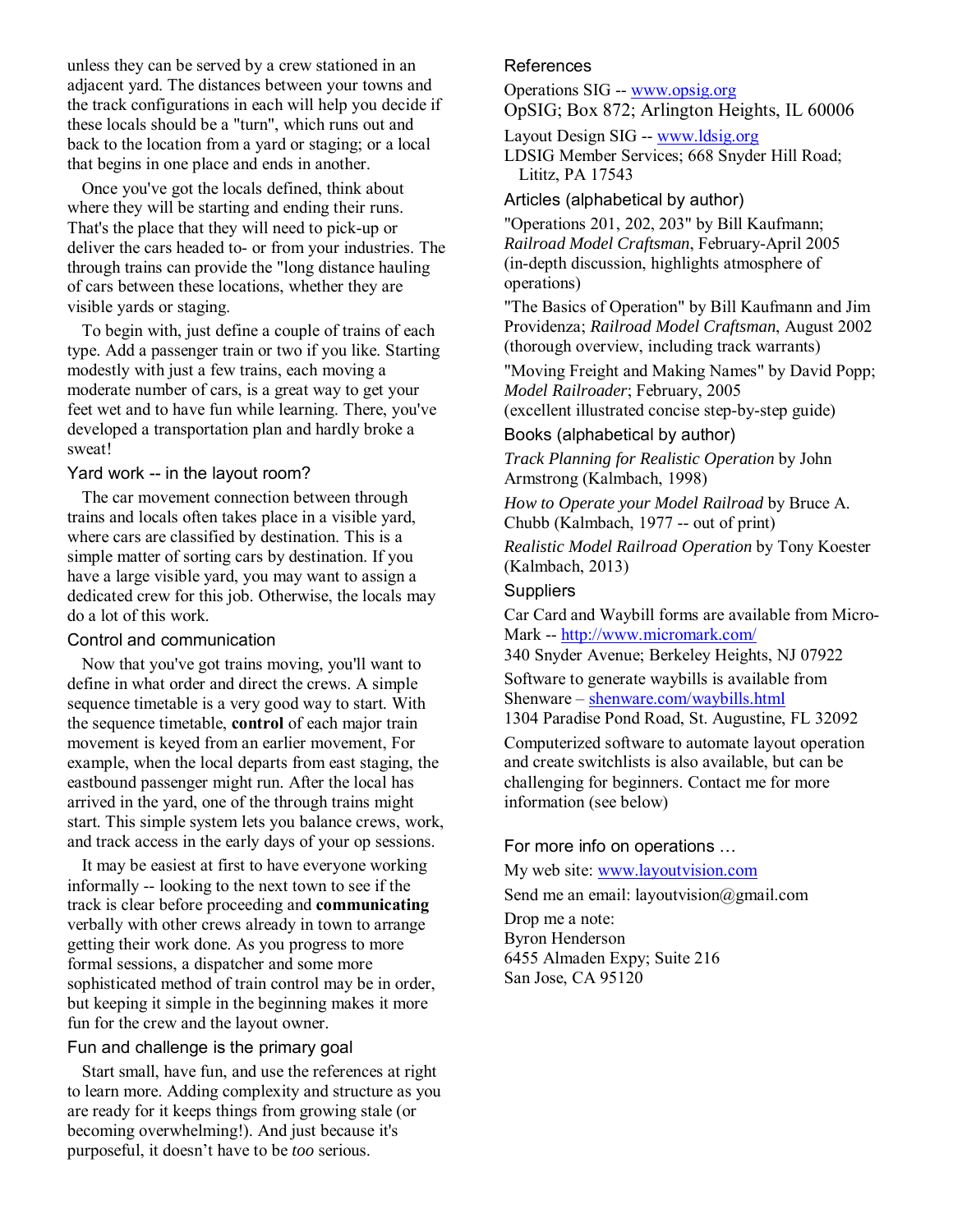unless they can be served by a crew stationed in an adjacent yard. The distances between your towns and the track configurations in each will help you decide if these locals should be a "turn", which runs out and back to the location from a yard or staging; or a local that begins in one place and ends in another.

Once you've got the locals defined, think about where they will be starting and ending their runs. That's the place that they will need to pick-up or deliver the cars headed to- or from your industries. The through trains can provide the "long distance hauling of cars between these locations, whether they are visible yards or staging.

To begin with, just define a couple of trains of each type. Add a passenger train or two if you like. Starting modestly with just a few trains, each moving a moderate number of cars, is a great way to get your feet wet and to have fun while learning. There, you've developed a transportation plan and hardly broke a sweat!

### Yard work -- in the layout room?

The car movement connection between through trains and locals often takes place in a visible yard, where cars are classified by destination. This is a simple matter of sorting cars by destination. If you have a large visible yard, you may want to assign a dedicated crew for this job. Otherwise, the locals may do a lot of this work.

### Control and communication

Now that you've got trains moving, you'll want to define in what order and direct the crews. A simple sequence timetable is a very good way to start. With the sequence timetable, **control** of each major train movement is keyed from an earlier movement, For example, when the local departs from east staging, the eastbound passenger might run. After the local has arrived in the yard, one of the through trains might start. This simple system lets you balance crews, work, and track access in the early days of your op sessions.

It may be easiest at first to have everyone working informally -- looking to the next town to see if the track is clear before proceeding and **communicating** verbally with other crews already in town to arrange getting their work done. As you progress to more formal sessions, a dispatcher and some more sophisticated method of train control may be in order, but keeping it simple in the beginning makes it more fun for the crew and the layout owner.

### Fun and challenge is the primary goal

Start small, have fun, and use the references at right to learn more. Adding complexity and structure as you are ready for it keeps things from growing stale (or becoming overwhelming!). And just because it's purposeful, it doesn't have to be *too* serious.

### References

Operations SIG -- www.opsig.org
OpSIG; Box 872; Arlington Heights, IL 60006

Layout Design SIG -- www.ldsig.org
LDSIG Member Services; 668 Snyder Hill Road; Lititz, PA 17543

### Articles (alphabetical by author)

"Operations 201, 202, 203" by Bill Kaufmann; *Railroad Model Craftsman*, February-April 2005 (in-depth discussion, highlights atmosphere of operations)

"The Basics of Operation" by Bill Kaufmann and Jim Providenza; *Railroad Model Craftsman*, August 2002 (thorough overview, including track warrants)

"Moving Freight and Making Names" by David Popp; *Model Railroader*; February, 2005
(excellent illustrated concise step-by-step guide)

### Books (alphabetical by author)

*Track Planning for Realistic Operation* by John Armstrong (Kalmbach, 1998)

*How to Operate your Model Railroad* by Bruce A. Chubb (Kalmbach, 1977 -- out of print)

*Realistic Model Railroad Operation* by Tony Koester (Kalmbach, 2013)

### Suppliers

Car Card and Waybill forms are available from Micro-Mark -- http://www.micromark.com/
340 Snyder Avenue; Berkeley Heights, NJ 07922

Software to generate waybills is available from Shenware – shenware.com/waybills.html
1304 Paradise Pond Road, St. Augustine, FL 32092

Computerized software to automate layout operation and create switchlists is also available, but can be challenging for beginners. Contact me for more information (see below)

### For more info on operations …

My web site: www.layoutvision.com

Send me an email: layoutvision@gmail.com

Drop me a note:
Byron Henderson
6455 Almaden Expy; Suite 216
San Jose, CA 95120